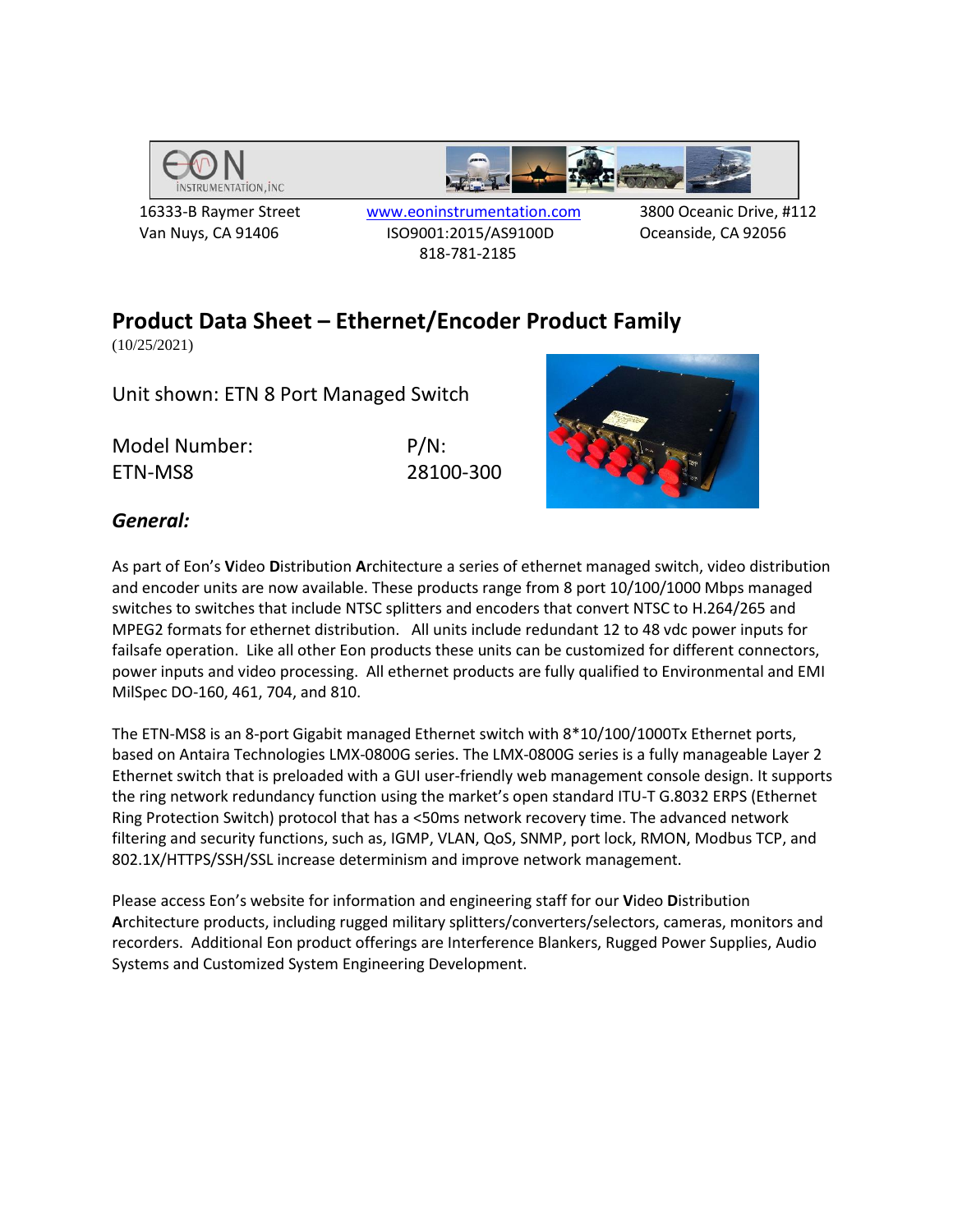EON INSTRUMENTATION, INC

16333-B Raymer Street
Van Nuys, CA 91406

www.eoninstrumentation.com
ISO9001:2015/AS9100D
818-781-2185

3800 Oceanic Drive, #112
Oceanside, CA 92056

# Product Data Sheet – Ethernet/Encoder Product Family

(10/25/2021)

Unit shown: ETN 8 Port Managed Switch

| Model Number: | P/N: |
| --- | --- |
| ETN-MS8 | 28100-300 |

## *General:*

As part of Eon's **V**ideo **D**istribution **A**rchitecture a series of ethernet managed switch, video distribution and encoder units are now available. These products range from 8 port 10/100/1000 Mbps managed switches to switches that include NTSC splitters and encoders that convert NTSC to H.264/265 and MPEG2 formats for ethernet distribution. All units include redundant 12 to 48 vdc power inputs for failsafe operation. Like all other Eon products these units can be customized for different connectors, power inputs and video processing. All ethernet products are fully qualified to Environmental and EMI MilSpec DO-160, 461, 704, and 810.

The ETN-MS8 is an 8-port Gigabit managed Ethernet switch with 8*10/100/1000Tx Ethernet ports, based on Antaira Technologies LMX-0800G series. The LMX-0800G series is a fully manageable Layer 2 Ethernet switch that is preloaded with a GUI user-friendly web management console design. It supports the ring network redundancy function using the market's open standard ITU-T G.8032 ERPS (Ethernet Ring Protection Switch) protocol that has a <50ms network recovery time. The advanced network filtering and security functions, such as, IGMP, VLAN, QoS, SNMP, port lock, RMON, Modbus TCP, and 802.1X/HTTPS/SSH/SSL increase determinism and improve network management.

Please access Eon's website for information and engineering staff for our **V**ideo **D**istribution **A**rchitecture products, including rugged military splitters/converters/selectors, cameras, monitors and recorders. Additional Eon product offerings are Interference Blankers, Rugged Power Supplies, Audio Systems and Customized System Engineering Development.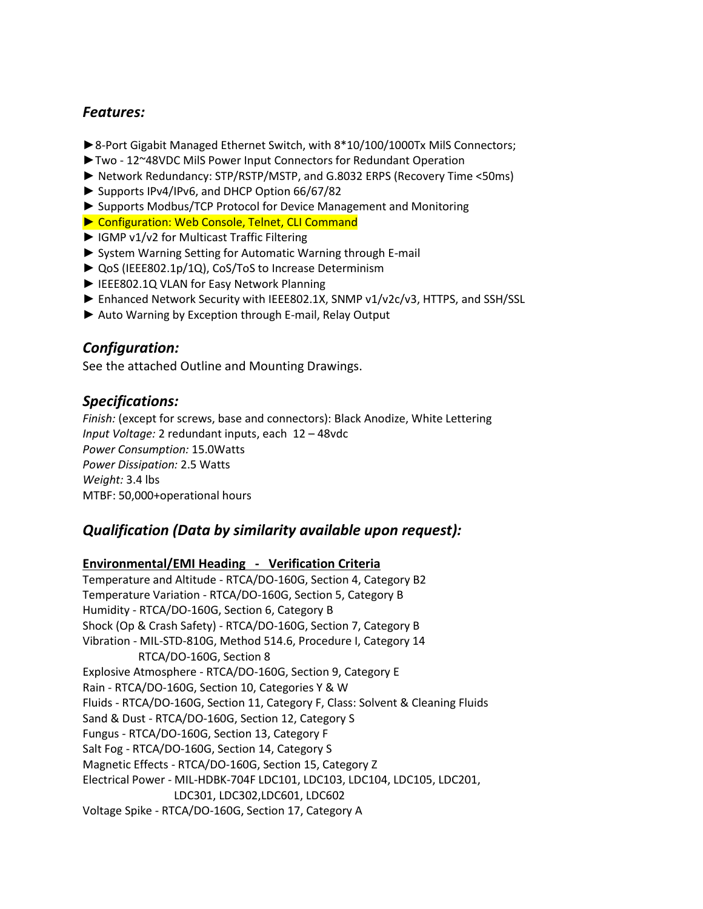## *Features:*

- ►8-Port Gigabit Managed Ethernet Switch, with 8*10/100/1000Tx MilS Connectors;
- ►Two - 12~48VDC MilS Power Input Connectors for Redundant Operation
- ► Network Redundancy: STP/RSTP/MSTP, and G.8032 ERPS (Recovery Time <50ms)
- ► Supports IPv4/IPv6, and DHCP Option 66/67/82
- ► Supports Modbus/TCP Protocol for Device Management and Monitoring
- ► Configuration: Web Console, Telnet, CLI Command
- ► IGMP v1/v2 for Multicast Traffic Filtering
- ► System Warning Setting for Automatic Warning through E-mail
- ► QoS (IEEE802.1p/1Q), CoS/ToS to Increase Determinism
- ► IEEE802.1Q VLAN for Easy Network Planning
- ► Enhanced Network Security with IEEE802.1X, SNMP v1/v2c/v3, HTTPS, and SSH/SSL
- ► Auto Warning by Exception through E-mail, Relay Output

## *Configuration:*

See the attached Outline and Mounting Drawings.

## *Specifications:*

*Finish:* (except for screws, base and connectors): Black Anodize, White Lettering
*Input Voltage:* 2 redundant inputs, each 12 – 48vdc
*Power Consumption:* 15.0Watts
*Power Dissipation:* 2.5 Watts
*Weight:* 3.4 lbs
MTBF: 50,000+operational hours

## *Qualification (Data by similarity available upon request):*

**Environmental/EMI Heading - Verification Criteria**

Temperature and Altitude - RTCA/DO-160G, Section 4, Category B2
Temperature Variation - RTCA/DO-160G, Section 5, Category B
Humidity - RTCA/DO-160G, Section 6, Category B
Shock (Op & Crash Safety) - RTCA/DO-160G, Section 7, Category B
Vibration - MIL-STD-810G, Method 514.6, Procedure I, Category 14
RTCA/DO-160G, Section 8
Explosive Atmosphere - RTCA/DO-160G, Section 9, Category E
Rain - RTCA/DO-160G, Section 10, Categories Y & W
Fluids - RTCA/DO-160G, Section 11, Category F, Class: Solvent & Cleaning Fluids
Sand & Dust - RTCA/DO-160G, Section 12, Category S
Fungus - RTCA/DO-160G, Section 13, Category F
Salt Fog - RTCA/DO-160G, Section 14, Category S
Magnetic Effects - RTCA/DO-160G, Section 15, Category Z
Electrical Power - MIL-HDBK-704F LDC101, LDC103, LDC104, LDC105, LDC201,
LDC301, LDC302,LDC601, LDC602
Voltage Spike - RTCA/DO-160G, Section 17, Category A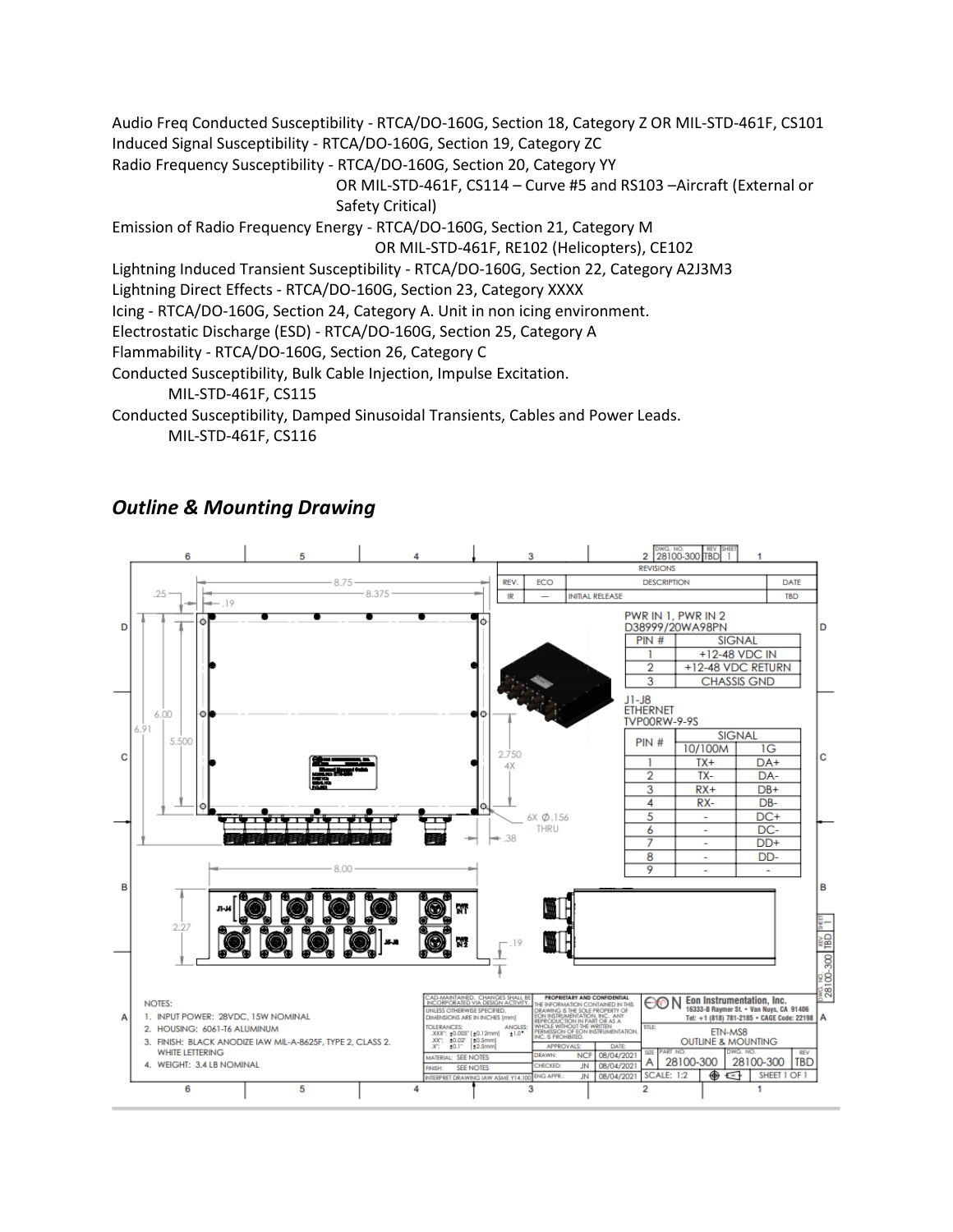Audio Freq Conducted Susceptibility - RTCA/DO-160G, Section 18, Category Z OR MIL-STD-461F, CS101
Induced Signal Susceptibility - RTCA/DO-160G, Section 19, Category ZC
Radio Frequency Susceptibility - RTCA/DO-160G, Section 20, Category YY
OR MIL-STD-461F, CS114 – Curve #5 and RS103 –Aircraft (External or Safety Critical)
Emission of Radio Frequency Energy - RTCA/DO-160G, Section 21, Category M
OR MIL-STD-461F, RE102 (Helicopters), CE102
Lightning Induced Transient Susceptibility - RTCA/DO-160G, Section 22, Category A2J3M3
Lightning Direct Effects - RTCA/DO-160G, Section 23, Category XXXX
Icing - RTCA/DO-160G, Section 24, Category A. Unit in non icing environment.
Electrostatic Discharge (ESD) - RTCA/DO-160G, Section 25, Category A
Flammability - RTCA/DO-160G, Section 26, Category C
Conducted Susceptibility, Bulk Cable Injection, Impulse Excitation.
MIL-STD-461F, CS115
Conducted Susceptibility, Damped Sinusoidal Transients, Cables and Power Leads.
MIL-STD-461F, CS116

## *Outline & Mounting Drawing*

DWG. NO. 28100-300 REV TBD SHEET 1

REVISIONS

| REV. | ECO | DESCRIPTION | DATE |
| --- | --- | --- | --- |
| IR | — | INITIAL RELEASE | TBD |

8.75
8.375
.25
.19
6.00
6.91
5.500
2.750 4X
6X Ø.156 THRU
.38
8.00
2.27
.19
J1-J4
J5-J8
PWR IN1
PWR IN2

PWR IN 1, PWR IN 2
D38999/20WA98PN

| PIN # | SIGNAL |
| --- | --- |
| 1 | +12-48 VDC IN |
| 2 | +12-48 VDC RETURN |
| 3 | CHASSIS GND |

J1-J8
ETHERNET
TVP00RW-9-9S

| PIN # | SIGNAL | |
| --- | --- | --- |
| | 10/100M | 1G |
| 1 | TX+ | DA+ |
| 2 | TX- | DA- |
| 3 | RX+ | DB+ |
| 4 | RX- | DB- |
| 5 | - | DC+ |
| 6 | - | DC- |
| 7 | - | DD+ |
| 8 | - | DD- |
| 9 | - | - |

NOTES:
1. INPUT POWER: 28VDC, 15W NOMINAL
2. HOUSING: 6061-T6 ALUMINUM
3. FINISH: BLACK ANODIZE IAW MIL-A-8625F, TYPE 2, CLASS 2. WHITE LETTERING
4. WEIGHT: 3.4 LB NOMINAL

CAD-MAINTAINED. CHANGES SHALL BE INCORPORATED VIA DESIGN ACTIVITY.
UNLESS OTHERWISE SPECIFIED, DIMENSIONS ARE IN INCHES [mm]
TOLERANCES: .XXX": ±0.005" [±0.12mm] .XX": ±0.02" [±0.5mm] .X": ±0.1" [±2.5mm] ANGLES: ±1.0°
MATERIAL: SEE NOTES
FINISH: SEE NOTES
INTERPRET DRAWING IAW ASME Y14.100

PROPRIETARY AND CONFIDENTIAL
THE INFORMATION CONTAINED IN THIS DRAWING IS THE SOLE PROPERTY OF EON INSTRUMENTATION, INC. ANY REPRODUCTION IN PART OR AS A WHOLE WITHOUT THE WRITTEN PERMISSION OF EON INSTRUMENTATION, INC. IS PROHIBITED.

| APPROVALS | | DATE |
| --- | --- | --- |
| DRAWN: | NCF | 08/04/2021 |
| CHECKED: | JN | 08/04/2021 |
| ENG APPR.: | JN | 08/04/2021 |

EON Eon Instrumentation, Inc.
16333-B Raymer St. • Van Nuys, CA 91406
Tel: +1 (818) 781-2185 • CAGE Code: 22198

TITLE: ETN-MS8 OUTLINE & MOUNTING

SIZE A | PART NO. 28100-300 | DWG. NO. 28100-300 | REV TBD
SCALE: 1:2 | SHEET 1 OF 1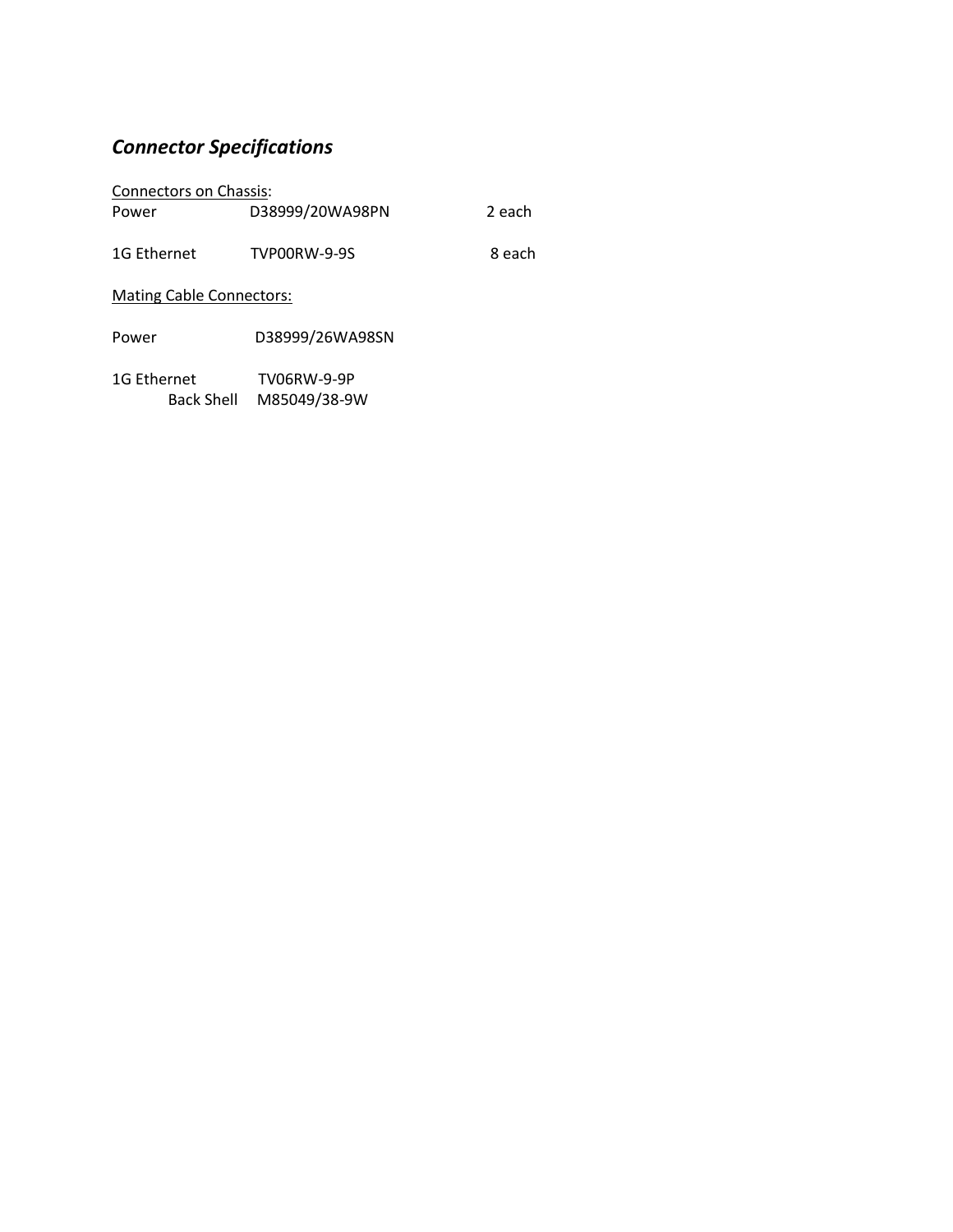## *Connector Specifications*

<u>Connectors on Chassis</u>:

| | | |
|---|---|---|
| Power | D38999/20WA98PN | 2 each |
| 1G Ethernet | TVP00RW-9-9S | 8 each |

<u>Mating Cable Connectors:</u>

| | |
|---|---|
| Power | D38999/26WA98SN |
| 1G Ethernet | TV06RW-9-9P |
| Back Shell | M85049/38-9W |